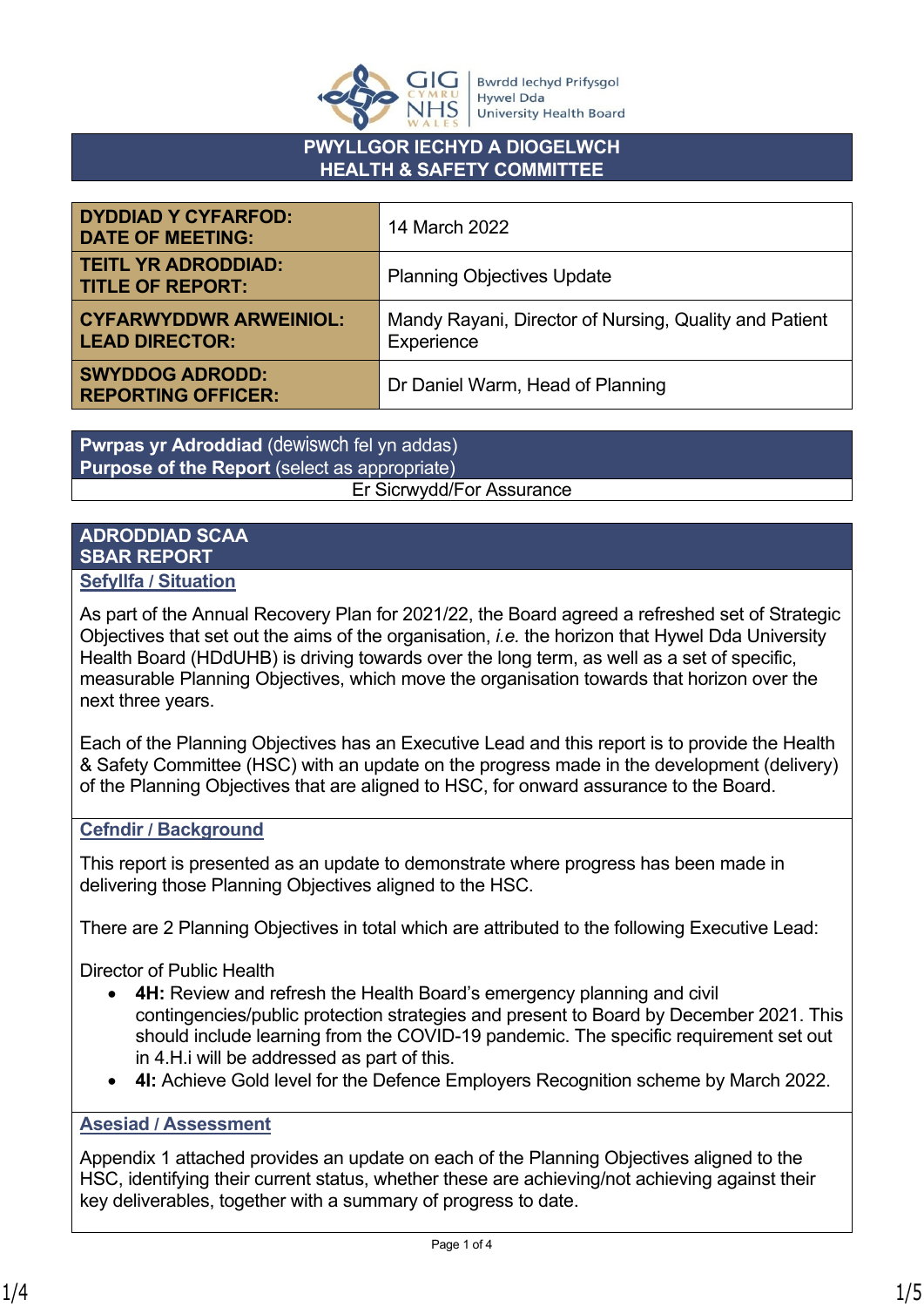GIG CYMRU NHS WALES | Bwrdd Iechyd Prifysgol Hywel Dda University Health Board

# PWYLLGOR IECHYD A DIOGELWCH
# HEALTH & SAFETY COMMITTEE

| | |
|---|---|
| **DYDDIAD Y CYFARFOD: DATE OF MEETING:** | 14 March 2022 |
| **TEITL YR ADRODDIAD: TITLE OF REPORT:** | Planning Objectives Update |
| **CYFARWYDDWR ARWEINIOL: LEAD DIRECTOR:** | Mandy Rayani, Director of Nursing, Quality and Patient Experience |
| **SWYDDOG ADRODD: REPORTING OFFICER:** | Dr Daniel Warm, Head of Planning |

| **Pwrpas yr Adroddiad** (dewiswch fel yn addas) **Purpose of the Report** (select as appropriate) |
|---|
| Er Sicrwydd/For Assurance |

## ADRODDIAD SCAA
## SBAR REPORT

### Sefyllfa / Situation

As part of the Annual Recovery Plan for 2021/22, the Board agreed a refreshed set of Strategic Objectives that set out the aims of the organisation, *i.e.* the horizon that Hywel Dda University Health Board (HDdUHB) is driving towards over the long term, as well as a set of specific, measurable Planning Objectives, which move the organisation towards that horizon over the next three years.

Each of the Planning Objectives has an Executive Lead and this report is to provide the Health & Safety Committee (HSC) with an update on the progress made in the development (delivery) of the Planning Objectives that are aligned to HSC, for onward assurance to the Board.

### Cefndir / Background

This report is presented as an update to demonstrate where progress has been made in delivering those Planning Objectives aligned to the HSC.

There are 2 Planning Objectives in total which are attributed to the following Executive Lead:

Director of Public Health

- **4H:** Review and refresh the Health Board's emergency planning and civil contingencies/public protection strategies and present to Board by December 2021. This should include learning from the COVID-19 pandemic. The specific requirement set out in 4.H.i will be addressed as part of this.
- **4I:** Achieve Gold level for the Defence Employers Recognition scheme by March 2022.

### Asesiad / Assessment

Appendix 1 attached provides an update on each of the Planning Objectives aligned to the HSC, identifying their current status, whether these are achieving/not achieving against their key deliverables, together with a summary of progress to date.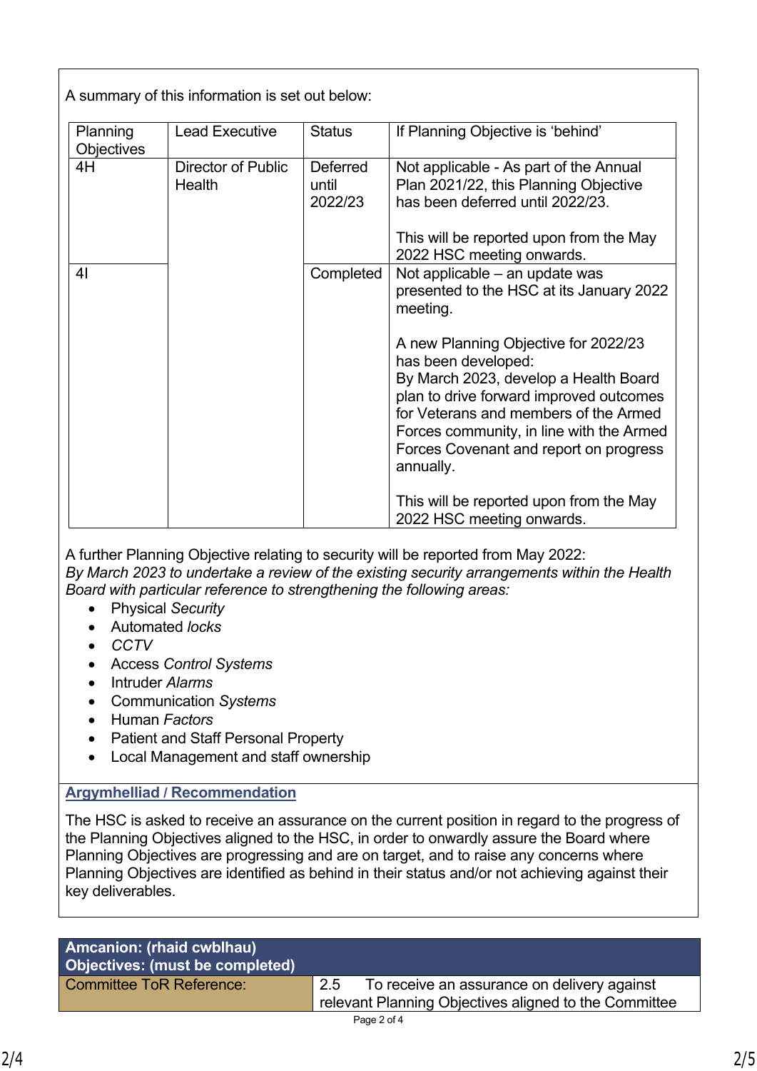A summary of this information is set out below:

| Planning Objectives | Lead Executive | Status | If Planning Objective is 'behind' |
|---|---|---|---|
| 4H | Director of Public Health | Deferred until 2022/23 | Not applicable - As part of the Annual Plan 2021/22, this Planning Objective has been deferred until 2022/23.<br><br>This will be reported upon from the May 2022 HSC meeting onwards. |
| 4I | | Completed | Not applicable – an update was presented to the HSC at its January 2022 meeting.<br><br>A new Planning Objective for 2022/23 has been developed:<br>By March 2023, develop a Health Board plan to drive forward improved outcomes for Veterans and members of the Armed Forces community, in line with the Armed Forces Covenant and report on progress annually.<br><br>This will be reported upon from the May 2022 HSC meeting onwards. |

A further Planning Objective relating to security will be reported from May 2022:
*By March 2023 to undertake a review of the existing security arrangements within the Health Board with particular reference to strengthening the following areas:*

- Physical *Security*
- Automated *locks*
- *CCTV*
- Access *Control Systems*
- Intruder *Alarms*
- Communication *Systems*
- Human *Factors*
- Patient and Staff Personal Property
- Local Management and staff ownership

**Argymhelliad / Recommendation**

The HSC is asked to receive an assurance on the current position in regard to the progress of the Planning Objectives aligned to the HSC, in order to onwardly assure the Board where Planning Objectives are progressing and are on target, and to raise any concerns where Planning Objectives are identified as behind in their status and/or not achieving against their key deliverables.

| **Amcanion: (rhaid cwblhau)**<br>**Objectives: (must be completed)** | |
|---|---|
| Committee ToR Reference: | 2.5 To receive an assurance on delivery against relevant Planning Objectives aligned to the Committee |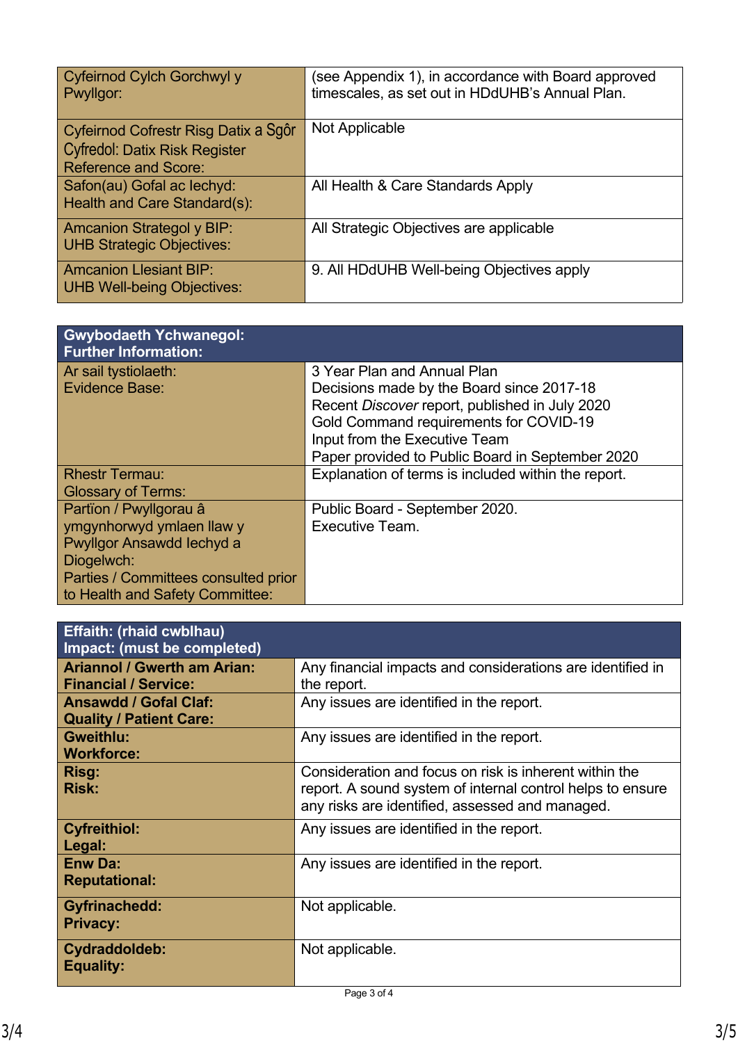| Cyfeirnod Cylch Gorchwyl y Pwyllgor: | (see Appendix 1), in accordance with Board approved timescales, as set out in HDdUHB's Annual Plan. |
|---|---|
| Cyfeirnod Cofrestr Risg Datix a Sgôr Cyfredol: Datix Risk Register Reference and Score: | Not Applicable |
| Safon(au) Gofal ac Iechyd: Health and Care Standard(s): | All Health & Care Standards Apply |
| Amcanion Strategol y BIP: UHB Strategic Objectives: | All Strategic Objectives are applicable |
| Amcanion Llesiant BIP: UHB Well-being Objectives: | 9. All HDdUHB Well-being Objectives apply |

| **Gwybodaeth Ychwanegol: Further Information:** | |
|---|---|
| Ar sail tystiolaeth: Evidence Base: | 3 Year Plan and Annual Plan<br>Decisions made by the Board since 2017-18<br>Recent *Discover* report, published in July 2020<br>Gold Command requirements for COVID-19<br>Input from the Executive Team<br>Paper provided to Public Board in September 2020 |
| Rhestr Termau: Glossary of Terms: | Explanation of terms is included within the report. |
| Partïon / Pwyllgorau â ymgynhorwyd ymlaen llaw y Pwyllgor Ansawdd Iechyd a Diogelwch: Parties / Committees consulted prior to Health and Safety Committee: | Public Board - September 2020.<br>Executive Team. |

| **Effaith: (rhaid cwblhau) Impact: (must be completed)** | |
|---|---|
| **Ariannol / Gwerth am Arian: Financial / Service:** | Any financial impacts and considerations are identified in the report. |
| **Ansawdd / Gofal Claf: Quality / Patient Care:** | Any issues are identified in the report. |
| **Gweithlu: Workforce:** | Any issues are identified in the report. |
| **Risg: Risk:** | Consideration and focus on risk is inherent within the report. A sound system of internal control helps to ensure any risks are identified, assessed and managed. |
| **Cyfreithiol: Legal:** | Any issues are identified in the report. |
| **Enw Da: Reputational:** | Any issues are identified in the report. |
| **Gyfrinachedd: Privacy:** | Not applicable. |
| **Cydraddoldeb: Equality:** | Not applicable. |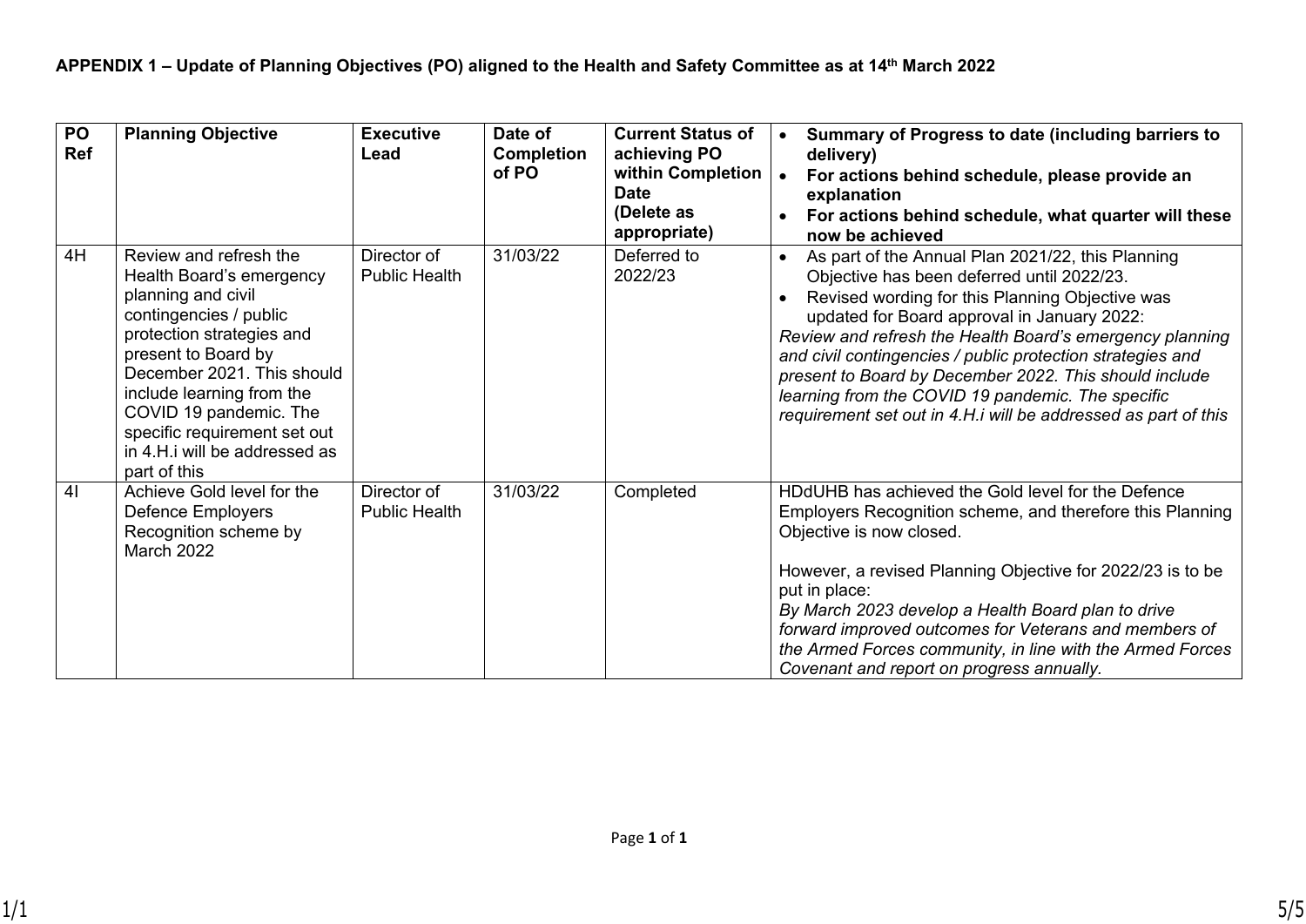**APPENDIX 1 – Update of Planning Objectives (PO) aligned to the Health and Safety Committee as at 14th March 2022**

| PO Ref | Planning Objective | Executive Lead | Date of Completion of PO | Current Status of achieving PO within Completion Date (Delete as appropriate) | • Summary of Progress to date (including barriers to delivery) • For actions behind schedule, please provide an explanation • For actions behind schedule, what quarter will these now be achieved |
|---|---|---|---|---|---|
| 4H | Review and refresh the Health Board's emergency planning and civil contingencies / public protection strategies and present to Board by December 2021. This should include learning from the COVID 19 pandemic. The specific requirement set out in 4.H.i will be addressed as part of this | Director of Public Health | 31/03/22 | Deferred to 2022/23 | • As part of the Annual Plan 2021/22, this Planning Objective has been deferred until 2022/23. • Revised wording for this Planning Objective was updated for Board approval in January 2022: *Review and refresh the Health Board's emergency planning and civil contingencies / public protection strategies and present to Board by December 2022. This should include learning from the COVID 19 pandemic. The specific requirement set out in 4.H.i will be addressed as part of this* |
| 4I | Achieve Gold level for the Defence Employers Recognition scheme by March 2022 | Director of Public Health | 31/03/22 | Completed | HDdUHB has achieved the Gold level for the Defence Employers Recognition scheme, and therefore this Planning Objective is now closed. However, a revised Planning Objective for 2022/23 is to be put in place: *By March 2023 develop a Health Board plan to drive forward improved outcomes for Veterans and members of the Armed Forces community, in line with the Armed Forces Covenant and report on progress annually.* |